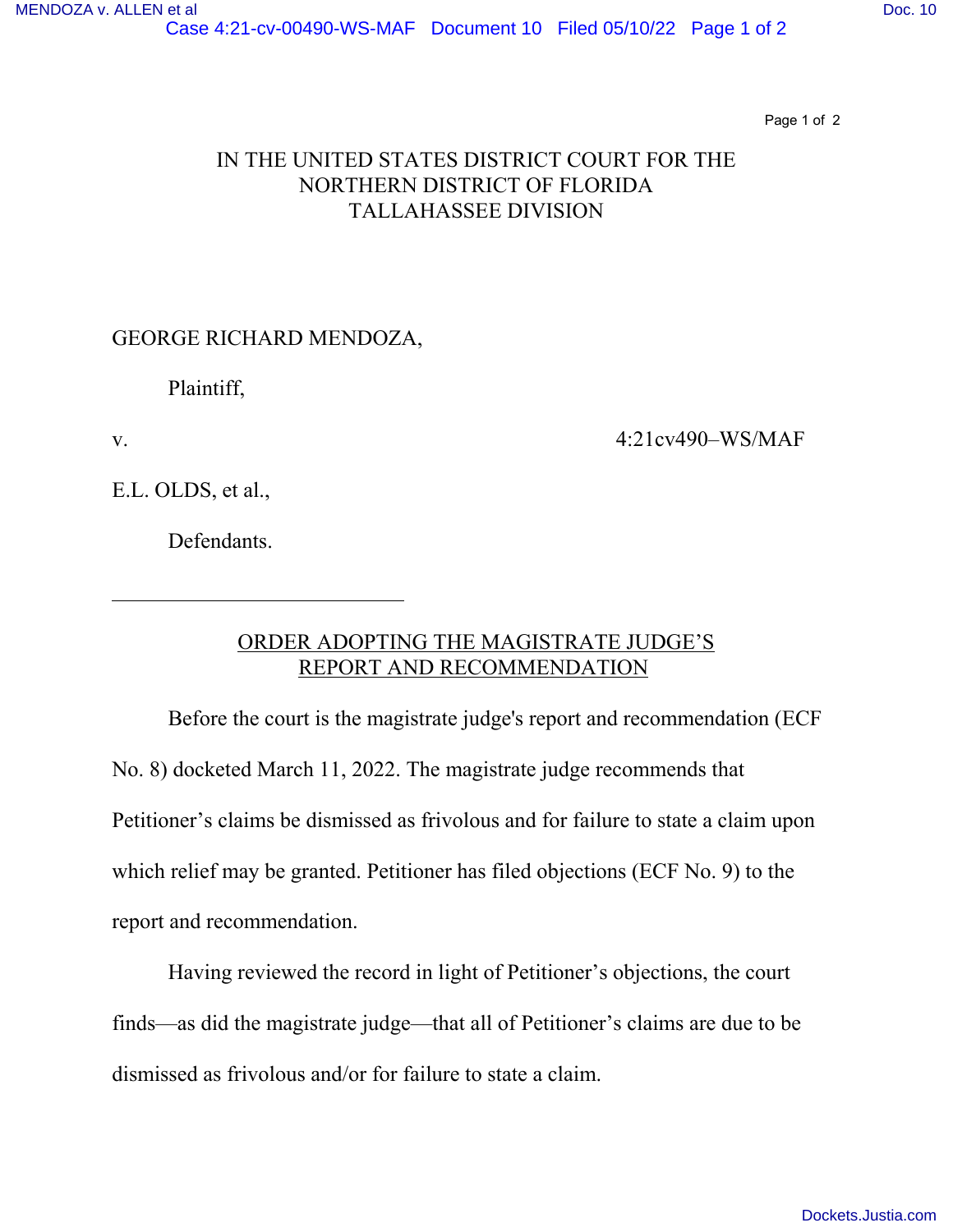IN THE UNITED STATES DISTRICT COURT FOR THE
NORTHERN DISTRICT OF FLORIDA
TALLAHASSEE DIVISION

GEORGE RICHARD MENDOZA,

Plaintiff,

v. 4:21cv490–WS/MAF

E.L. OLDS, et al.,

Defendants.

---

ORDER ADOPTING THE MAGISTRATE JUDGE'S REPORT AND RECOMMENDATION

Before the court is the magistrate judge's report and recommendation (ECF No. 8) docketed March 11, 2022. The magistrate judge recommends that Petitioner's claims be dismissed as frivolous and for failure to state a claim upon which relief may be granted. Petitioner has filed objections (ECF No. 9) to the report and recommendation.

Having reviewed the record in light of Petitioner's objections, the court finds—as did the magistrate judge—that all of Petitioner's claims are due to be dismissed as frivolous and/or for failure to state a claim.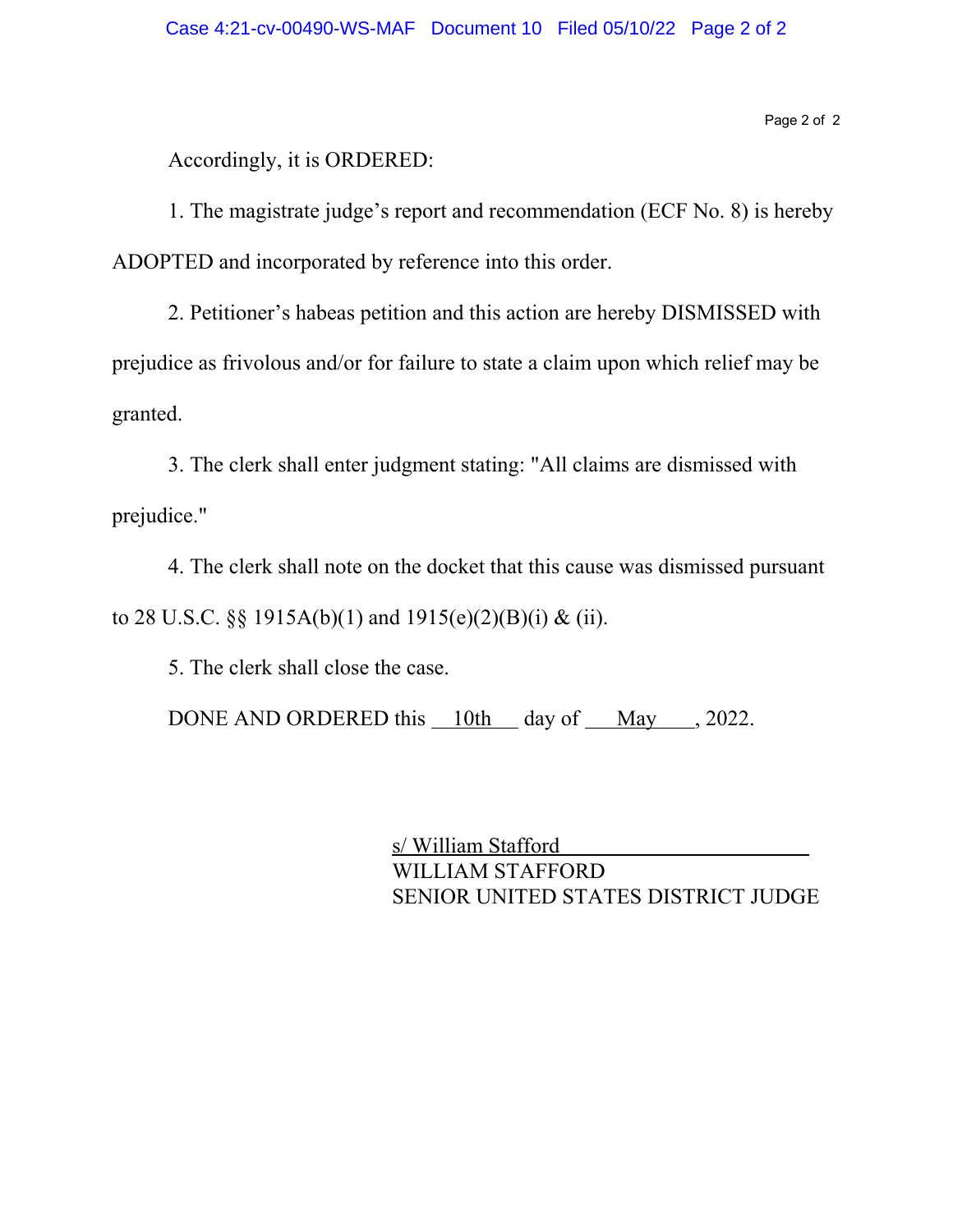Accordingly, it is ORDERED:

1. The magistrate judge's report and recommendation (ECF No. 8) is hereby ADOPTED and incorporated by reference into this order.

2. Petitioner's habeas petition and this action are hereby DISMISSED with prejudice as frivolous and/or for failure to state a claim upon which relief may be granted.

3. The clerk shall enter judgment stating: "All claims are dismissed with prejudice."

4. The clerk shall note on the docket that this cause was dismissed pursuant to 28 U.S.C. §§ 1915A(b)(1) and 1915(e)(2)(B)(i) & (ii).

5. The clerk shall close the case.

DONE AND ORDERED this 10th day of May, 2022.

s/ William Stafford
WILLIAM STAFFORD
SENIOR UNITED STATES DISTRICT JUDGE